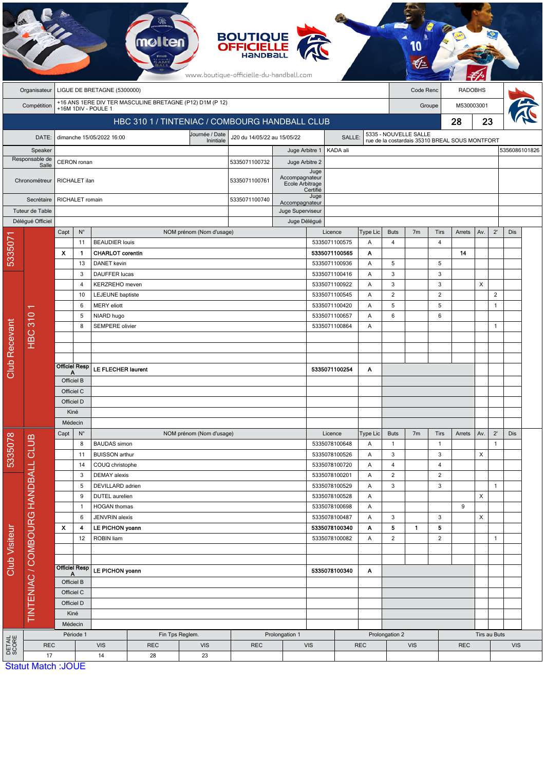BOUTIQUE OFFICIELLE HANDBALL

www.boutique-officielle-du-handball.com

| | | | |
|---|---|---|---|
| Organisateur | LIGUE DE BRETAGNE (5300000) | Code Renc | RADOBHS |
| Compétition | +16 ANS 1ERE DIV TER MASCULINE BRETAGNE (P12) D1M (P 12) +16M 1DIV - POULE 1 | Groupe | M530003001 |

## HBC 310 1 / TINTENIAC / COMBOURG HANDBALL CLUB — 28 / 23

| | | | | | |
|---|---|---|---|---|---|
| DATE: | dimanche 15/05/2022 16:00 | Journée / Date Intiniale | J20 du 14/05/22 au 15/05/22 | SALLE: | 5335 - NOUVELLE SALLE rue de la costardais 35310 BREAL SOUS MONTFORT |

| | | | | | |
|---|---|---|---|---|---|
| Speaker | | | Juge Arbitre 1 | KADA ali | 5356086101826 |
| Responsable de Salle | CERON ronan | 5335071100732 | Juge Arbitre 2 | | |
| Chronométreur | RICHALET ilan | 5335071100761 | Juge Accompagnateur Ecole Arbitrage Certifié | | |
| Secrétaire | RICHALET romain | 5335071100740 | Juge Accompagnateur | | |
| Tuteur de Table | | | Juge Superviseur | | |
| Délégué Officiel | | | Juge Délégué | | |

### Club Recevant — 5335071 — HBC 310 1

| Capt | N° | NOM prénom (Nom d'usage) | Licence | Type Lic | Buts | 7m | Tirs | Arrets | Av. | 2' | Dis |
|---|---|---|---|---|---|---|---|---|---|---|---|
| | 11 | BEAUDIER louis | 5335071100575 | A | 4 | | 4 | | | | |
| X | 1 | **CHARLOT corentin** | **5335071100565** | **A** | | | | **14** | | | |
| | 13 | DANET kevin | 5335071100936 | A | 5 | | 5 | | | | |
| | 3 | DAUFFER lucas | 5335071100416 | A | 3 | | 3 | | | | |
| | 4 | KERZREHO meven | 5335071100922 | A | 3 | | 3 | | X | | |
| | 10 | LEJEUNE baptiste | 5335071100545 | A | 2 | | 2 | | | 2 | |
| | 6 | MERY eliott | 5335071100420 | A | 5 | | 5 | | | 1 | |
| | 5 | NIARD hugo | 5335071100657 | A | 6 | | 6 | | | | |
| | 8 | SEMPERE olivier | 5335071100864 | A | | | | | | 1 | |
| Officiel Resp A | | **LE FLECHER laurent** | **5335071100254** | **A** | | | | | | | |
| Officiel B | | | | | | | | | | | |
| Officiel C | | | | | | | | | | | |
| Officiel D | | | | | | | | | | | |
| Kiné | | | | | | | | | | | |
| Médecin | | | | | | | | | | | |

### Club Visiteur — 5335078 — TINTENIAC / COMBOURG HANDBALL CLUB

| Capt | N° | NOM prénom (Nom d'usage) | Licence | Type Lic | Buts | 7m | Tirs | Arrets | Av. | 2' | Dis |
|---|---|---|---|---|---|---|---|---|---|---|---|
| | 8 | BAUDAS simon | 5335078100648 | A | 1 | | 1 | | | 1 | |
| | 11 | BUISSON arthur | 5335078100526 | A | 3 | | 3 | | X | | |
| | 14 | COUQ christophe | 5335078100720 | A | 4 | | 4 | | | | |
| | 3 | DEMAY alexis | 5335078100201 | A | 2 | | 2 | | | | |
| | 5 | DEVILLARD adrien | 5335078100529 | A | 3 | | 3 | | | 1 | |
| | 9 | DUTEL aurelien | 5335078100528 | A | | | | | X | | |
| | 1 | HOGAN thomas | 5335078100698 | A | | | | 9 | | | |
| | 6 | JENVRIN alexis | 5335078100487 | A | 3 | | 3 | | X | | |
| X | 4 | **LE PICHON yoann** | **5335078100340** | **A** | **5** | **1** | **5** | | | | |
| | 12 | ROBIN liam | 5335078100082 | A | 2 | | 2 | | | 1 | |
| Officiel Resp A | | **LE PICHON yoann** | **5335078100340** | **A** | | | | | | | |
| Officiel B | | | | | | | | | | | |
| Officiel C | | | | | | | | | | | |
| Officiel D | | | | | | | | | | | |
| Kiné | | | | | | | | | | | |
| Médecin | | | | | | | | | | | |

### DETAIL SCORE

| Période 1 | | Fin Tps Reglem. | | Prolongation 1 | | Prolongation 2 | | Tirs au Buts | |
|---|---|---|---|---|---|---|---|---|---|
| REC | VIS | REC | VIS | REC | VIS | REC | VIS | REC | VIS |
| 17 | 14 | 28 | 23 | | | | | | |

Statut Match :JOUE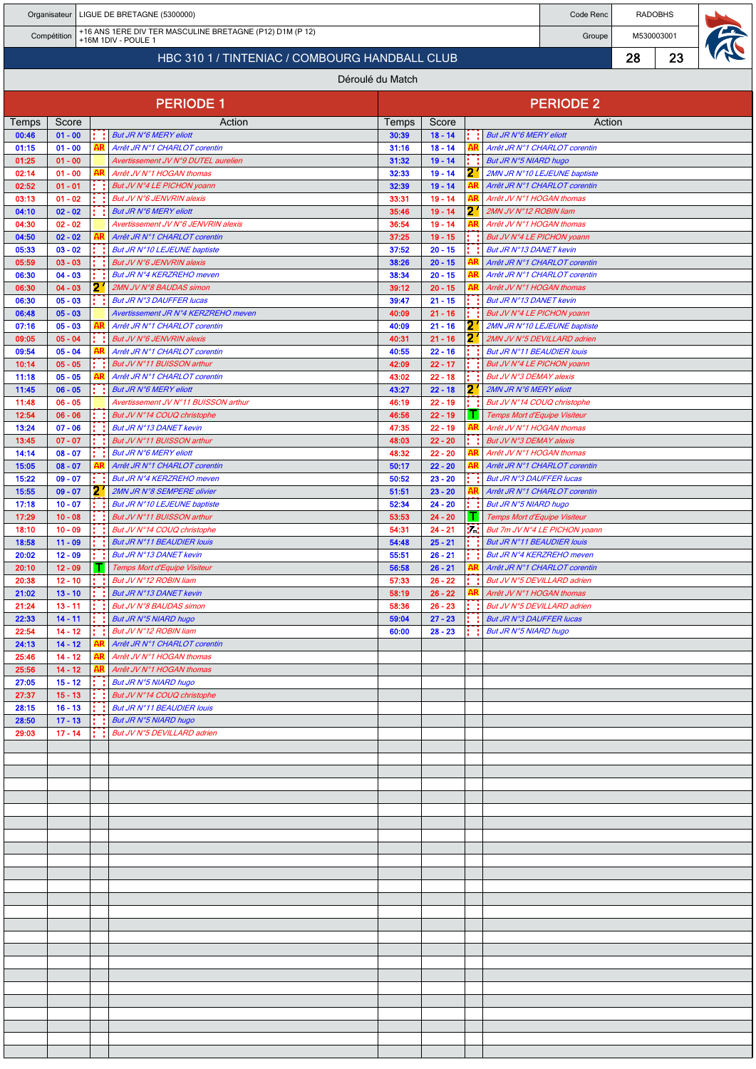| Organisateur | LIGUE DE BRETAGNE (5300000) | Code Renc | RADOBHS |
|---|---|---|---|
| Compétition | +16 ANS 1ERE DIV TER MASCULINE BRETAGNE (P12) D1M (P 12) +16M 1DIV - POULE 1 | Groupe | M530003001 |

## HBC 310 1 / TINTENIAC / COMBOURG HANDBALL CLUB — 28 - 23

Déroulé du Match

### PERIODE 1

| Temps | Score | | Action |
|---|---|---|---|
| 00:46 | 01 - 00 | | But JR N°6 MERY eliott |
| 01:15 | 01 - 00 | AR | Arrêt JR N°1 CHARLOT corentin |
| 01:25 | 01 - 00 | | Avertissement JV N°9 DUTEL aurelien |
| 02:14 | 01 - 00 | AR | Arrêt JV N°1 HOGAN thomas |
| 02:52 | 01 - 01 | | But JV N°4 LE PICHON yoann |
| 03:13 | 01 - 02 | | But JV N°6 JENVRIN alexis |
| 04:10 | 02 - 02 | | But JR N°6 MERY eliott |
| 04:30 | 02 - 02 | | Avertissement JV N°6 JENVRIN alexis |
| 04:50 | 02 - 02 | AR | Arrêt JR N°1 CHARLOT corentin |
| 05:33 | 03 - 02 | | But JR N°10 LEJEUNE baptiste |
| 05:59 | 03 - 03 | | But JV N°6 JENVRIN alexis |
| 06:30 | 04 - 03 | | But JR N°4 KERZREHO meven |
| 06:30 | 04 - 03 | 2' | 2MN JV N°8 BAUDAS simon |
| 06:30 | 05 - 03 | | But JR N°3 DAUFFER lucas |
| 06:48 | 05 - 03 | | Avertissement JR N°4 KERZREHO meven |
| 07:16 | 05 - 03 | AR | Arrêt JR N°1 CHARLOT corentin |
| 09:05 | 05 - 04 | | But JV N°6 JENVRIN alexis |
| 09:54 | 05 - 04 | AR | Arrêt JR N°1 CHARLOT corentin |
| 10:14 | 05 - 05 | | But JV N°11 BUISSON arthur |
| 11:18 | 05 - 05 | AR | Arrêt JR N°1 CHARLOT corentin |
| 11:45 | 06 - 05 | | But JR N°6 MERY eliott |
| 11:48 | 06 - 05 | | Avertissement JV N°11 BUISSON arthur |
| 12:54 | 06 - 06 | | But JV N°14 COUQ christophe |
| 13:24 | 07 - 06 | | But JR N°13 DANET kevin |
| 13:45 | 07 - 07 | | But JV N°11 BUISSON arthur |
| 14:14 | 08 - 07 | | But JR N°6 MERY eliott |
| 15:05 | 08 - 07 | AR | Arrêt JR N°1 CHARLOT corentin |
| 15:22 | 09 - 07 | | But JR N°4 KERZREHO meven |
| 15:55 | 09 - 07 | 2' | 2MN JR N°8 SEMPERE olivier |
| 17:18 | 10 - 07 | | But JR N°10 LEJEUNE baptiste |
| 17:29 | 10 - 08 | | But JV N°11 BUISSON arthur |
| 18:10 | 10 - 09 | | But JV N°14 COUQ christophe |
| 18:58 | 11 - 09 | | But JR N°11 BEAUDIER louis |
| 20:02 | 12 - 09 | | But JR N°13 DANET kevin |
| 20:10 | 12 - 09 | T | Temps Mort d'Equipe Visiteur |
| 20:38 | 12 - 10 | | But JV N°12 ROBIN liam |
| 21:02 | 13 - 10 | | But JR N°13 DANET kevin |
| 21:24 | 13 - 11 | | But JV N°8 BAUDAS simon |
| 22:33 | 14 - 11 | | But JR N°5 NIARD hugo |
| 22:54 | 14 - 12 | | But JV N°12 ROBIN liam |
| 24:13 | 14 - 12 | AR | Arrêt JR N°1 CHARLOT corentin |
| 25:46 | 14 - 12 | AR | Arrêt JV N°1 HOGAN thomas |
| 25:56 | 14 - 12 | AR | Arrêt JV N°1 HOGAN thomas |
| 27:05 | 15 - 12 | | But JR N°5 NIARD hugo |
| 27:37 | 15 - 13 | | But JV N°14 COUQ christophe |
| 28:15 | 16 - 13 | | But JR N°11 BEAUDIER louis |
| 28:50 | 17 - 13 | | But JR N°5 NIARD hugo |
| 29:03 | 17 - 14 | | But JV N°5 DEVILLARD adrien |

### PERIODE 2

| Temps | Score | | Action |
|---|---|---|---|
| 30:39 | 18 - 14 | | But JR N°6 MERY eliott |
| 31:16 | 18 - 14 | AR | Arrêt JR N°1 CHARLOT corentin |
| 31:32 | 19 - 14 | | But JR N°5 NIARD hugo |
| 32:33 | 19 - 14 | 2' | 2MN JR N°10 LEJEUNE baptiste |
| 32:39 | 19 - 14 | AR | Arrêt JR N°1 CHARLOT corentin |
| 33:31 | 19 - 14 | AR | Arrêt JV N°1 HOGAN thomas |
| 35:46 | 19 - 14 | 2' | 2MN JV N°12 ROBIN liam |
| 36:54 | 19 - 14 | AR | Arrêt JV N°1 HOGAN thomas |
| 37:25 | 19 - 15 | | But JV N°4 LE PICHON yoann |
| 37:52 | 20 - 15 | | But JR N°13 DANET kevin |
| 38:26 | 20 - 15 | AR | Arrêt JR N°1 CHARLOT corentin |
| 38:34 | 20 - 15 | AR | Arrêt JR N°1 CHARLOT corentin |
| 39:12 | 20 - 15 | AR | Arrêt JV N°1 HOGAN thomas |
| 39:47 | 21 - 15 | | But JR N°13 DANET kevin |
| 40:09 | 21 - 16 | | But JV N°4 LE PICHON yoann |
| 40:09 | 21 - 16 | 2' | 2MN JR N°10 LEJEUNE baptiste |
| 40:31 | 21 - 16 | 2' | 2MN JV N°5 DEVILLARD adrien |
| 40:55 | 22 - 16 | | But JR N°11 BEAUDIER louis |
| 42:09 | 22 - 17 | | But JV N°4 LE PICHON yoann |
| 43:02 | 22 - 18 | | But JV N°3 DEMAY alexis |
| 43:27 | 22 - 18 | 2' | 2MN JR N°6 MERY eliott |
| 46:19 | 22 - 19 | | But JV N°14 COUQ christophe |
| 46:56 | 22 - 19 | T | Temps Mort d'Equipe Visiteur |
| 47:35 | 22 - 19 | AR | Arrêt JV N°1 HOGAN thomas |
| 48:03 | 22 - 20 | | But JV N°3 DEMAY alexis |
| 48:32 | 22 - 20 | AR | Arrêt JV N°1 HOGAN thomas |
| 50:17 | 22 - 20 | AR | Arrêt JR N°1 CHARLOT corentin |
| 50:52 | 23 - 20 | | But JR N°3 DAUFFER lucas |
| 51:51 | 23 - 20 | AR | Arrêt JR N°1 CHARLOT corentin |
| 52:34 | 24 - 20 | | But JR N°5 NIARD hugo |
| 53:53 | 24 - 20 | T | Temps Mort d'Equipe Visiteur |
| 54:31 | 24 - 21 | 7m | But 7m JV N°4 LE PICHON yoann |
| 54:48 | 25 - 21 | | But JR N°11 BEAUDIER louis |
| 55:51 | 26 - 21 | | But JR N°4 KERZREHO meven |
| 56:58 | 26 - 21 | AR | Arrêt JR N°1 CHARLOT corentin |
| 57:33 | 26 - 22 | | But JV N°5 DEVILLARD adrien |
| 58:19 | 26 - 22 | AR | Arrêt JV N°1 HOGAN thomas |
| 58:36 | 26 - 23 | | But JV N°5 DEVILLARD adrien |
| 59:04 | 27 - 23 | | But JR N°3 DAUFFER lucas |
| 60:00 | 28 - 23 | | But JR N°5 NIARD hugo |